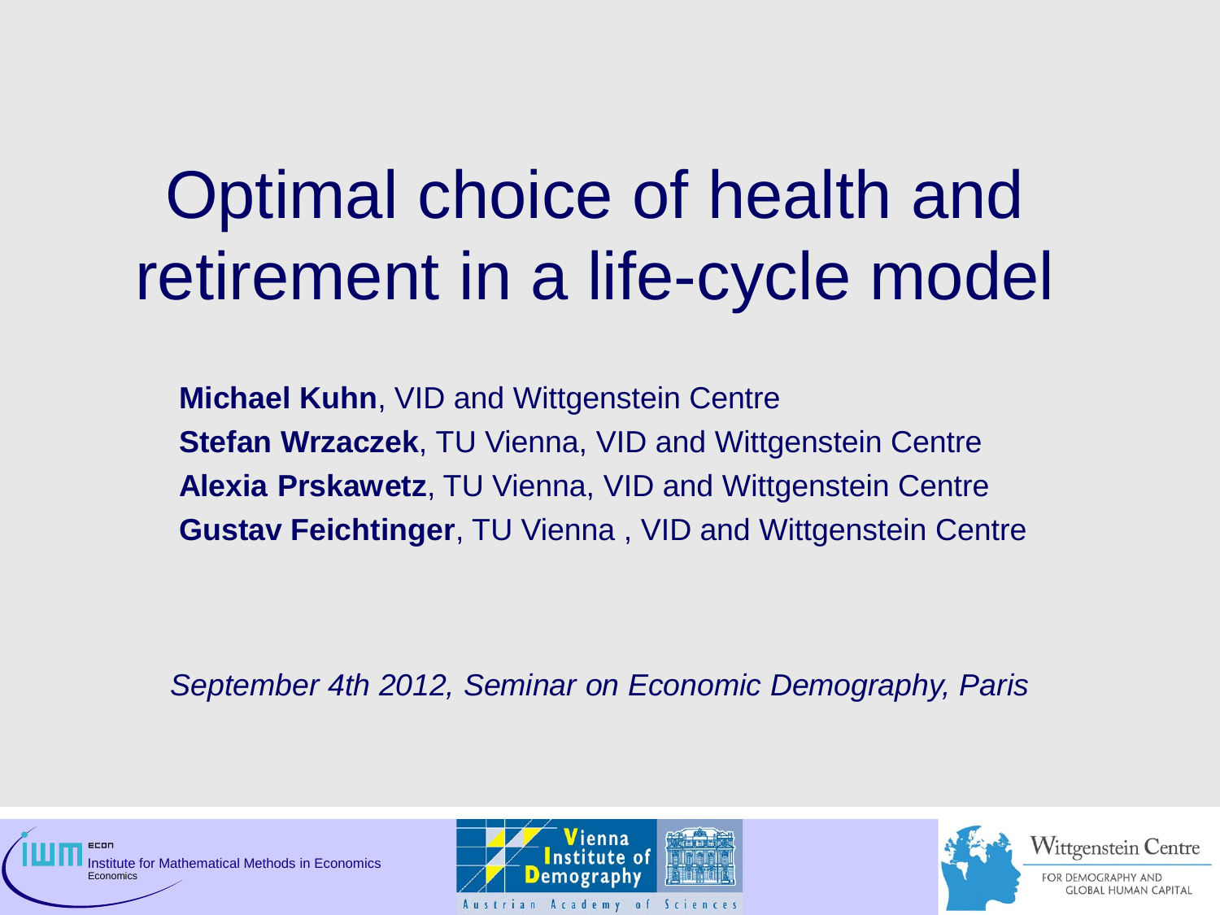# Optimal choice of health and retirement in a life-cycle model

**Michael Kuhn**, VID and Wittgenstein Centre
**Stefan Wrzaczek**, TU Vienna, VID and Wittgenstein Centre
**Alexia Prskawetz**, TU Vienna, VID and Wittgenstein Centre
**Gustav Feichtinger**, TU Vienna , VID and Wittgenstein Centre

*September 4th 2012, Seminar on Economic Demography, Paris*

ECON Institute for Mathematical Methods in Economics
Economics

Vienna Institute of Demography
Austrian Academy of Sciences

Wittgenstein Centre
FOR DEMOGRAPHY AND GLOBAL HUMAN CAPITAL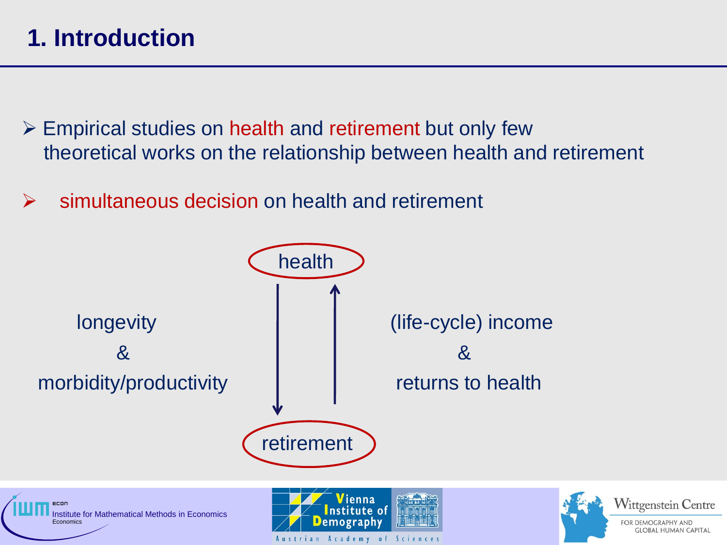# 1. Introduction

- Empirical studies on health and retirement but only few theoretical works on the relationship between health and retirement

- simultaneous decision on health and retirement

health

longevity & morbidity/productivity

(life-cycle) income & returns to health

retirement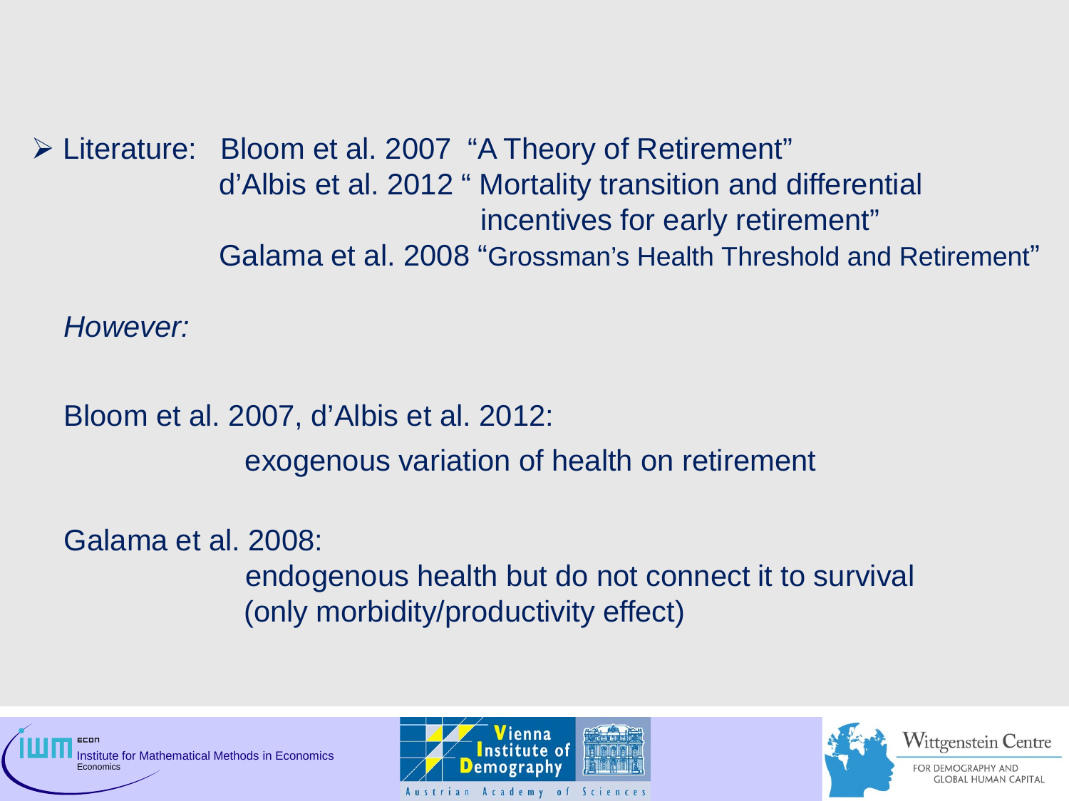- Literature: Bloom et al. 2007 "A Theory of Retirement"
  d'Albis et al. 2012 " Mortality transition and differential incentives for early retirement"
  Galama et al. 2008 "Grossman's Health Threshold and Retirement"

*However:*

Bloom et al. 2007, d'Albis et al. 2012:

exogenous variation of health on retirement

Galama et al. 2008:

endogenous health but do not connect it to survival (only morbidity/productivity effect)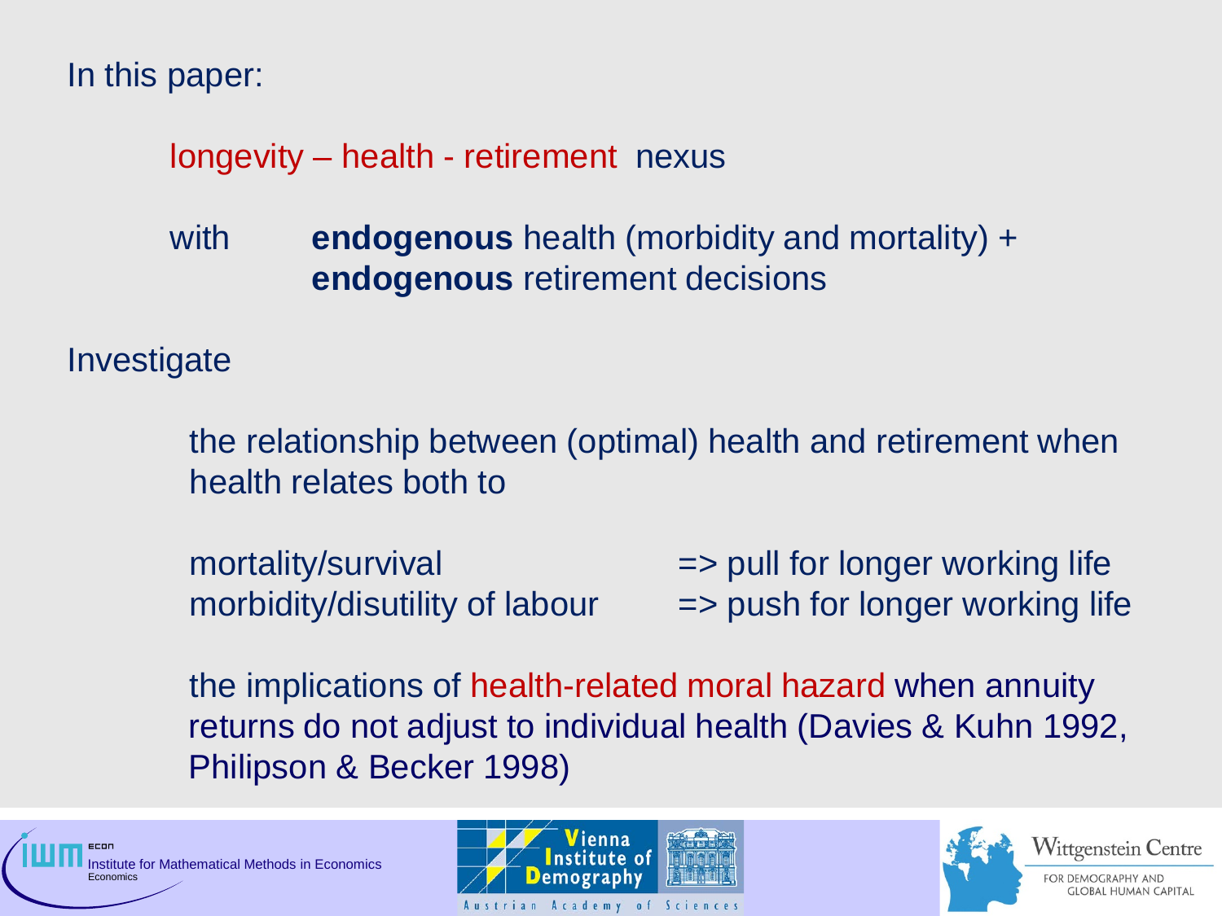In this paper:

longevity – health - retirement nexus

with **endogenous** health (morbidity and mortality) +
**endogenous** retirement decisions

Investigate

the relationship between (optimal) health and retirement when health relates both to

mortality/survival => pull for longer working life
morbidity/disutility of labour => push for longer working life

the implications of health-related moral hazard when annuity returns do not adjust to individual health (Davies & Kuhn 1992, Philipson & Becker 1998)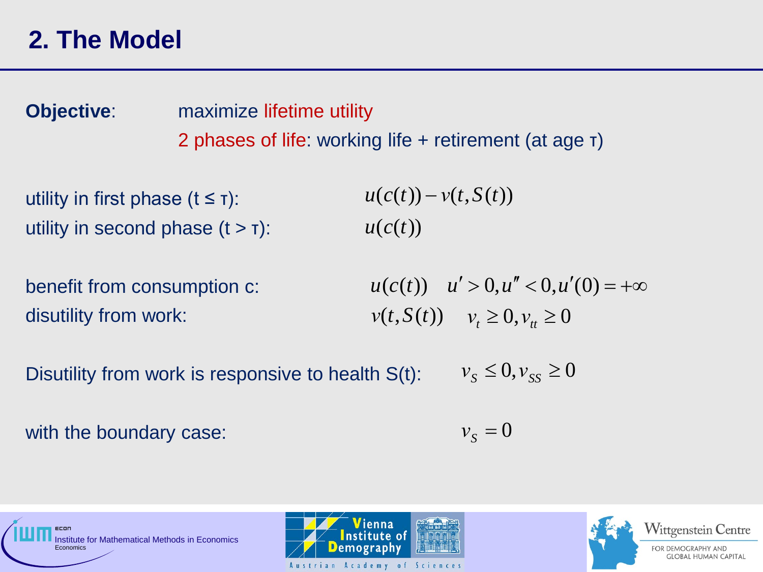## 2. The Model

**Objective**: maximize lifetime utility

2 phases of life: working life + retirement (at age $\tau$)

utility in first phase ($t \leq \tau$): $u(c(t)) - v(t, S(t))$

utility in second phase ($t > \tau$): $u(c(t))$

benefit from consumption c: $u(c(t)) \quad u' > 0, u'' < 0, u'(0) = +\infty$

disutility from work: $v(t, S(t)) \quad v_t \geq 0, v_{tt} \geq 0$

Disutility from work is responsive to health S(t): $v_S \leq 0, v_{SS} \geq 0$

with the boundary case: $v_S = 0$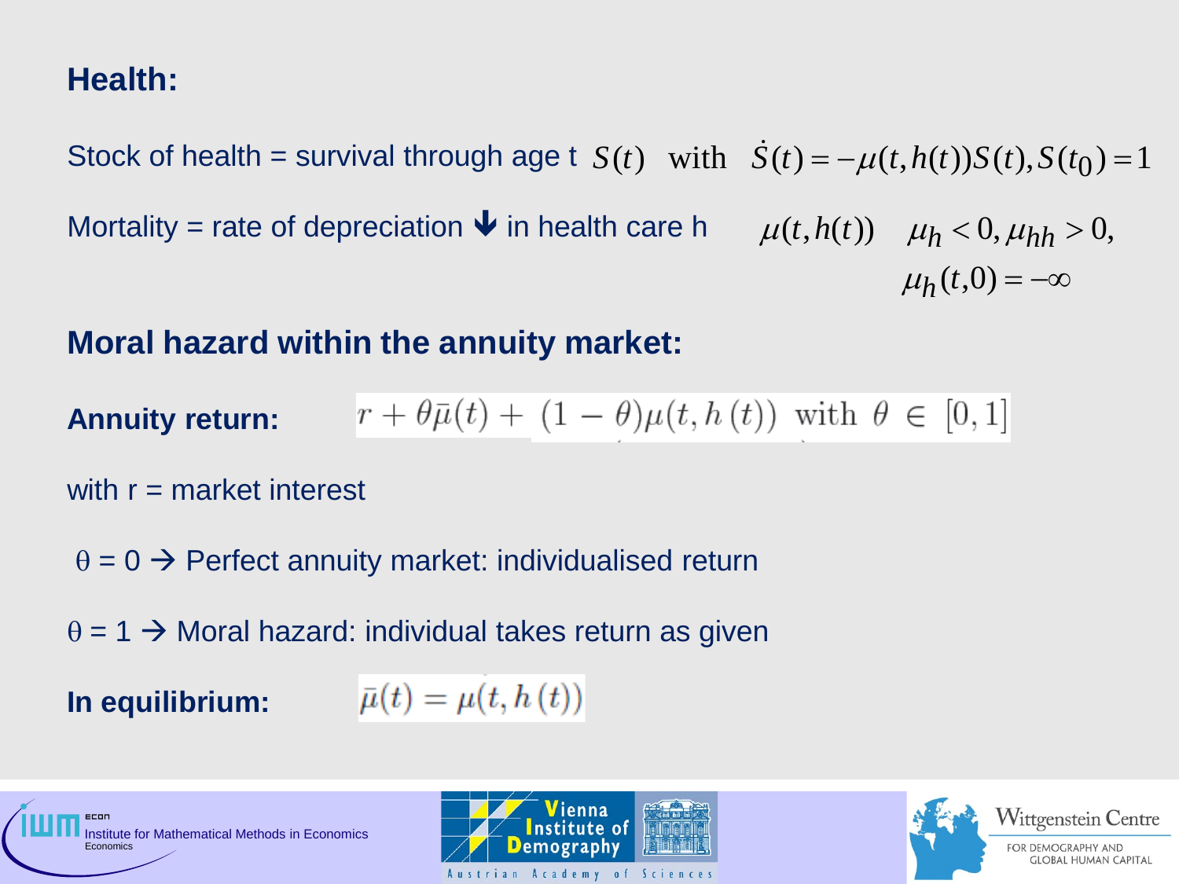## Health:

Stock of health = survival through age t $S(t)$ with $\dot{S}(t) = -\mu(t, h(t))S(t), S(t_0) = 1$

Mortality = rate of depreciation ↓ in health care h $\mu(t, h(t))$ $\mu_h < 0, \mu_{hh} > 0,$ $\mu_h(t, 0) = -\infty$

## Moral hazard within the annuity market:

**Annuity return:** $r + \theta\bar{\mu}(t) + (1-\theta)\mu(t, h(t))$ with $\theta \in [0, 1]$

with r = market interest

$\theta = 0$ → Perfect annuity market: individualised return

$\theta = 1$ → Moral hazard: individual takes return as given

**In equilibrium:** $\bar{\mu}(t) = \mu(t, h(t))$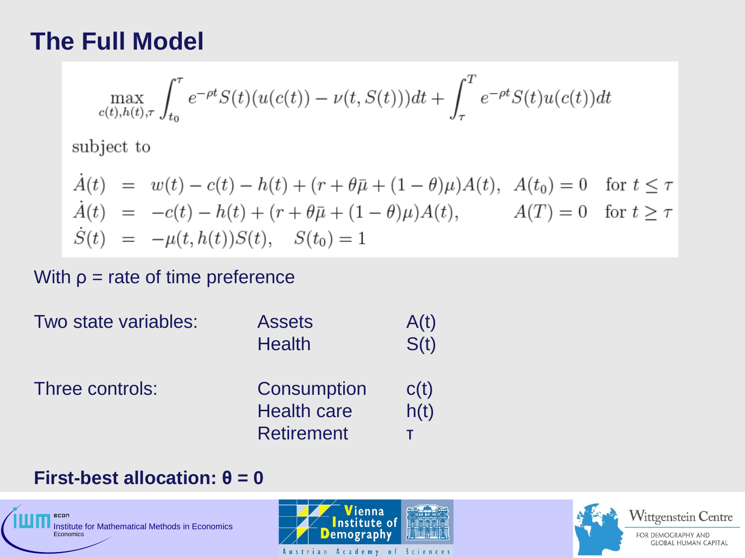# The Full Model

$$\max_{c(t),h(t),\tau} \int_{t_0}^{\tau} e^{-\rho t} S(t)(u(c(t)) - \nu(t, S(t)))dt + \int_{\tau}^{T} e^{-\rho t} S(t) u(c(t))dt$$

subject to

$$\begin{aligned}
\dot{A}(t) &= w(t) - c(t) - h(t) + (r + \theta\bar{\mu} + (1-\theta)\mu)A(t), \quad A(t_0) = 0 \quad \text{for } t \leq \tau \\
\dot{A}(t) &= -c(t) - h(t) + (r + \theta\bar{\mu} + (1-\theta)\mu)A(t), \quad A(T) = 0 \quad \text{for } t \geq \tau \\
\dot{S}(t) &= -\mu(t, h(t))S(t), \quad S(t_0) = 1
\end{aligned}$$

With $\rho$ = rate of time preference

| | | |
|---|---|---|
| Two state variables: | Assets | $A(t)$ |
| | Health | $S(t)$ |
| Three controls: | Consumption | $c(t)$ |
| | Health care | $h(t)$ |
| | Retirement | $\tau$ |

**First-best allocation: $\theta = 0$**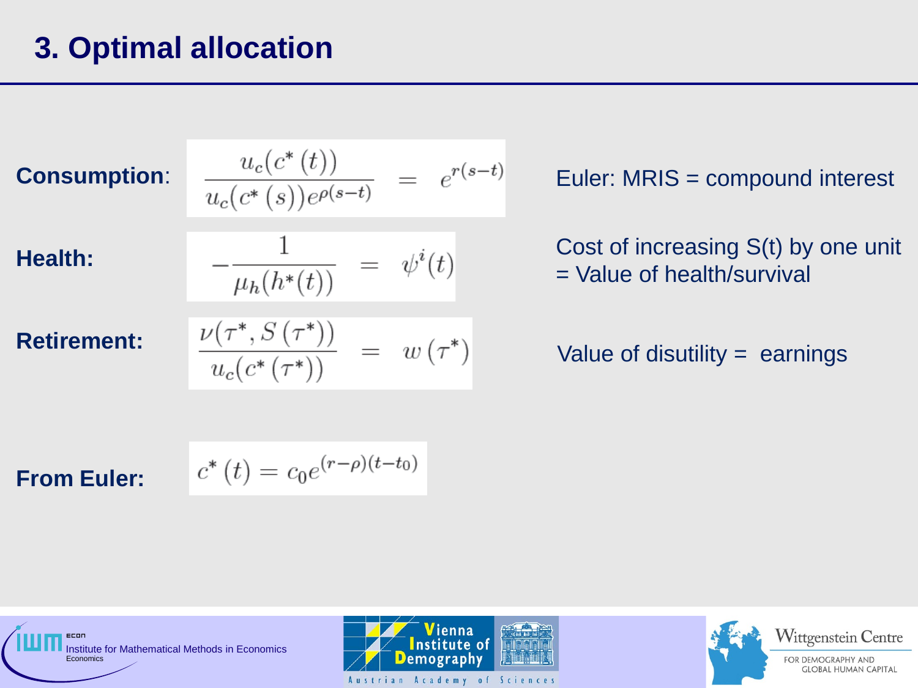# 3. Optimal allocation

**Consumption**:

$$\frac{u_c(c^*(t))}{u_c(c^*(s))e^{\rho(s-t)}} = e^{r(s-t)}$$

Euler: MRIS = compound interest

**Health:**

$$-\frac{1}{\mu_h(h^*(t))} = \psi^i(t)$$

Cost of increasing S(t) by one unit = Value of health/survival

**Retirement:**

$$\frac{\nu(\tau^*, S(\tau^*))}{u_c(c^*(\tau^*))} = w(\tau^*)$$

Value of disutility = earnings

**From Euler:**

$$c^*(t) = c_0 e^{(r-\rho)(t-t_0)}$$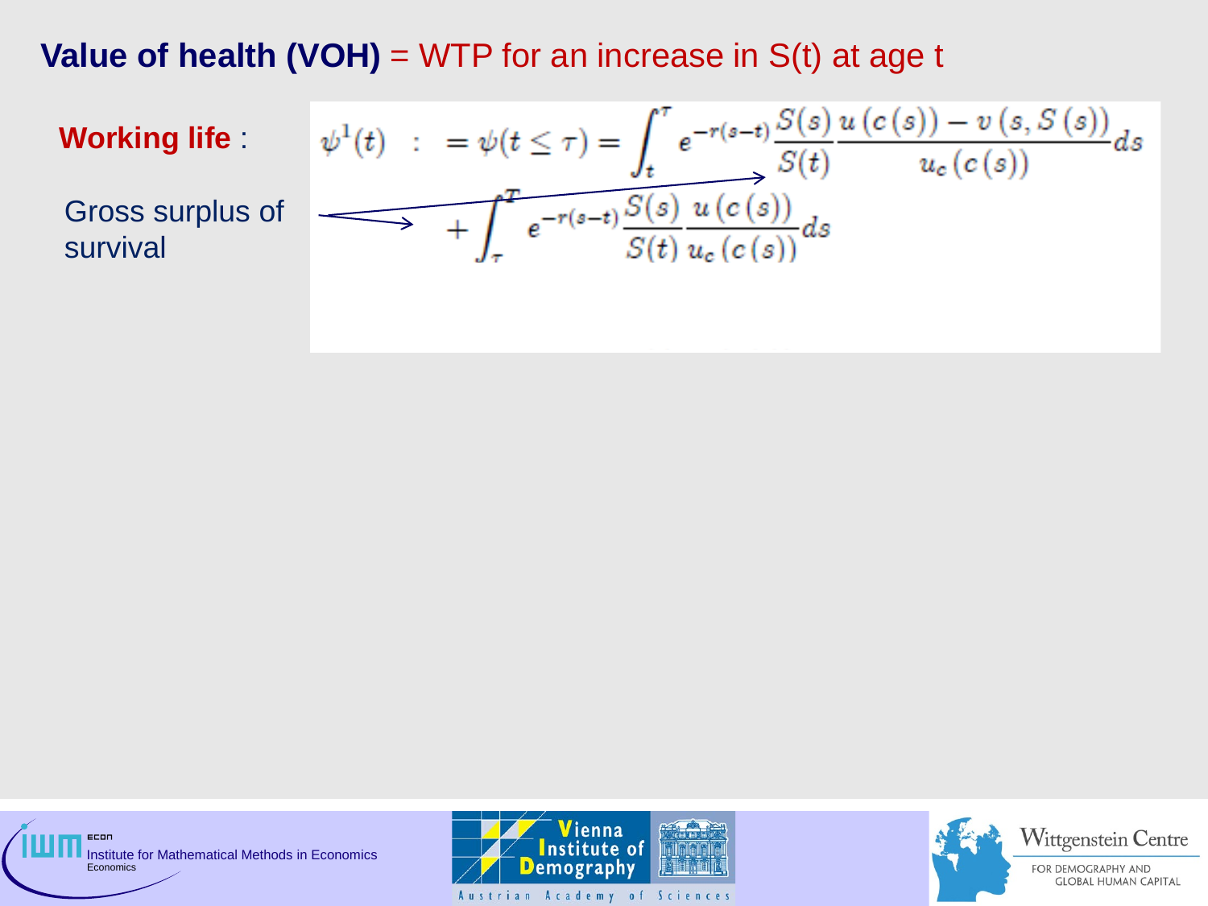**Value of health (VOH)** = WTP for an increase in S(t) at age t

**Working life** :

Gross surplus of survival

$$
\begin{aligned}
\psi^1(t) \quad : \quad = \psi(t \leq \tau) = & \int_t^\tau e^{-r(s-t)} \frac{S(s)}{S(t)} \frac{u\left(c\left(s\right)\right) - v\left(s, S\left(s\right)\right)}{u_c\left(c\left(s\right)\right)} ds \\
& + \int_\tau^T e^{-r(s-t)} \frac{S(s)}{S(t)} \frac{u\left(c\left(s\right)\right)}{u_c\left(c\left(s\right)\right)} ds
\end{aligned}
$$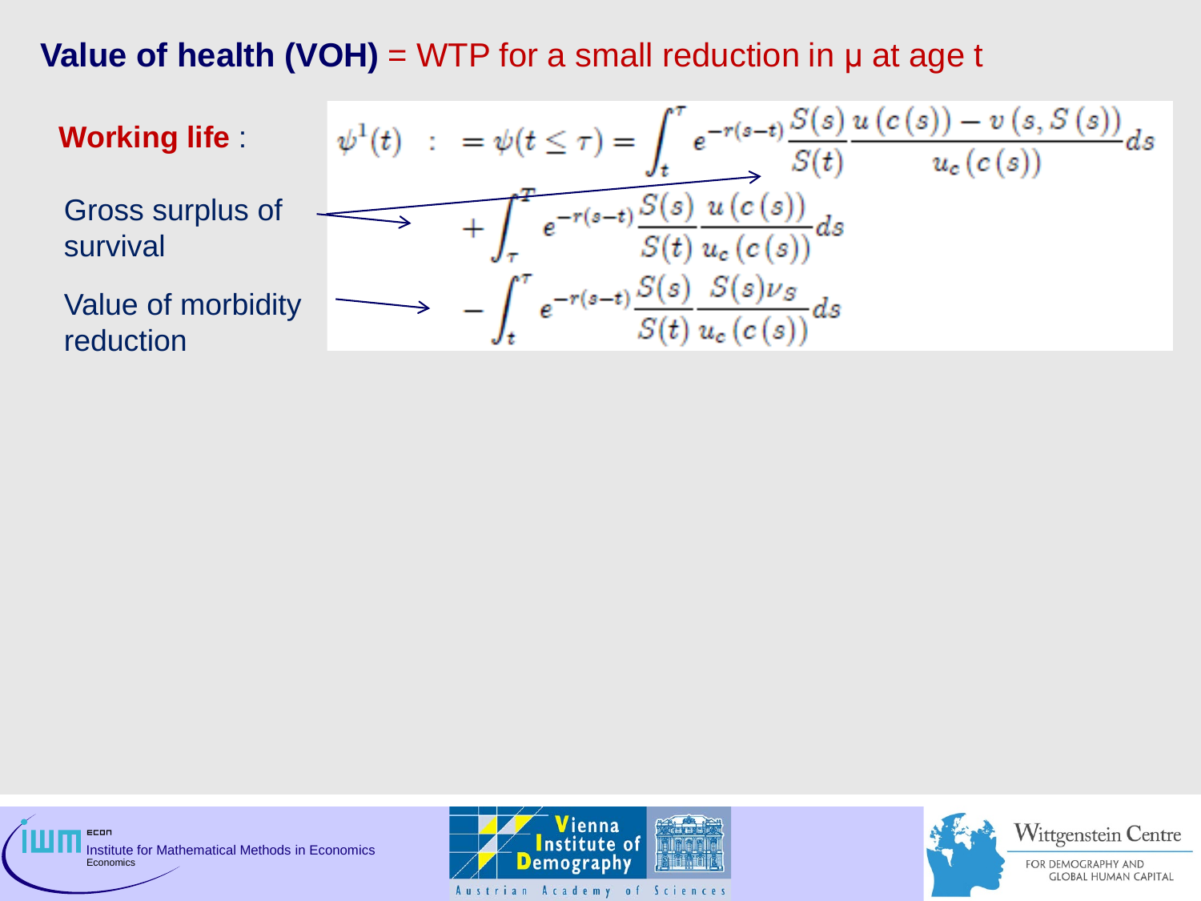# **Value of health (VOH)** = WTP for a small reduction in μ at age t

**Working life** :

$$
\begin{aligned}
\psi^1(t) \ :\ &= \psi(t \leq \tau) = \int_t^T e^{-r(s-t)} \frac{S(s)}{S(t)} \frac{u\left(c\left(s\right)\right) - v\left(s, S\left(s\right)\right)}{u_c\left(c\left(s\right)\right)} ds \\
&+ \int_\tau^T e^{-r(s-t)} \frac{S(s)}{S(t)} \frac{u\left(c\left(s\right)\right)}{u_c\left(c\left(s\right)\right)} ds \\
&- \int_t^T e^{-r(s-t)} \frac{S(s)}{S(t)} \frac{S(s)\nu_S}{u_c\left(c\left(s\right)\right)} ds
\end{aligned}
$$

Gross surplus of survival

Value of morbidity reduction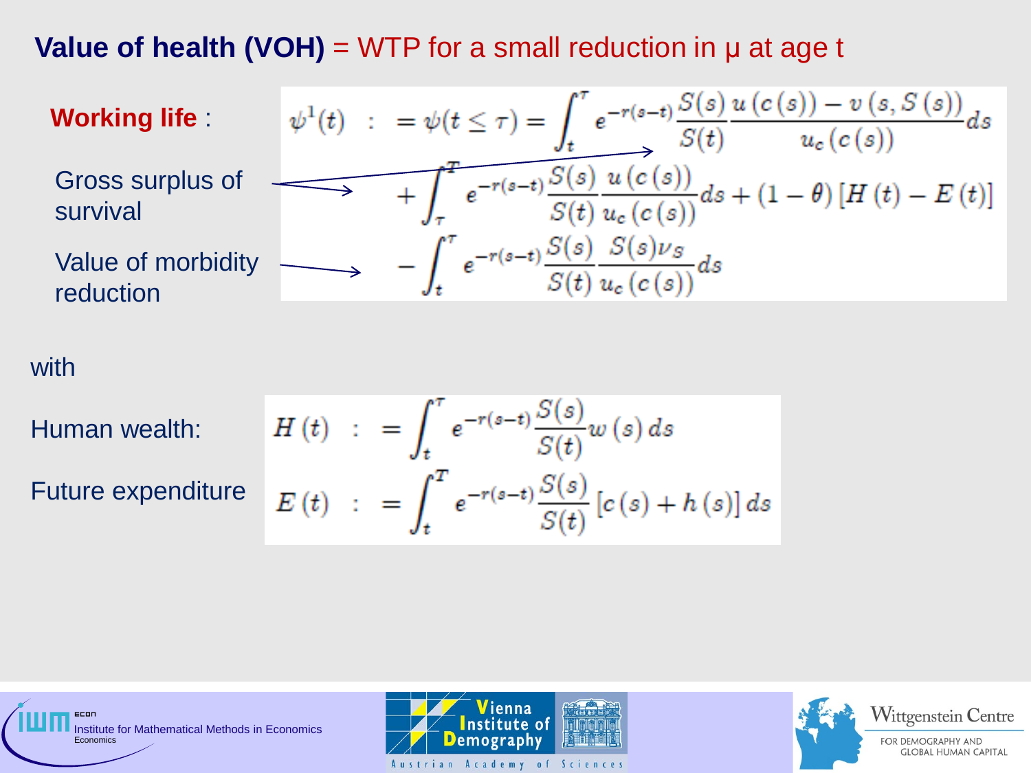## Value of health (VOH) = WTP for a small reduction in μ at age t

**Working life** :

Gross surplus of survival

Value of morbidity reduction

$$
\begin{aligned}
\psi^1(t) \;:&= \psi(t \le \tau) = \int_t^{\tau} e^{-r(s-t)} \frac{S(s)}{S(t)} \frac{u(c(s)) - v(s, S(s))}{u_c(c(s))} ds \\
&+ \int_{\tau}^{T} e^{-r(s-t)} \frac{S(s)}{S(t)} \frac{u(c(s))}{u_c(c(s))} ds + (1-\theta)\left[H(t) - E(t)\right] \\
&- \int_t^{T} e^{-r(s-t)} \frac{S(s)}{S(t)} \frac{S(s)\nu_S}{u_c(c(s))} ds
\end{aligned}
$$

with

Human wealth:

Future expenditure

$$
\begin{aligned}
H(t) \;:&= \int_t^{\tau} e^{-r(s-t)} \frac{S(s)}{S(t)} w(s)\, ds \\
E(t) \;:&= \int_t^{T} e^{-r(s-t)} \frac{S(s)}{S(t)} \left[c(s) + h(s)\right] ds
\end{aligned}
$$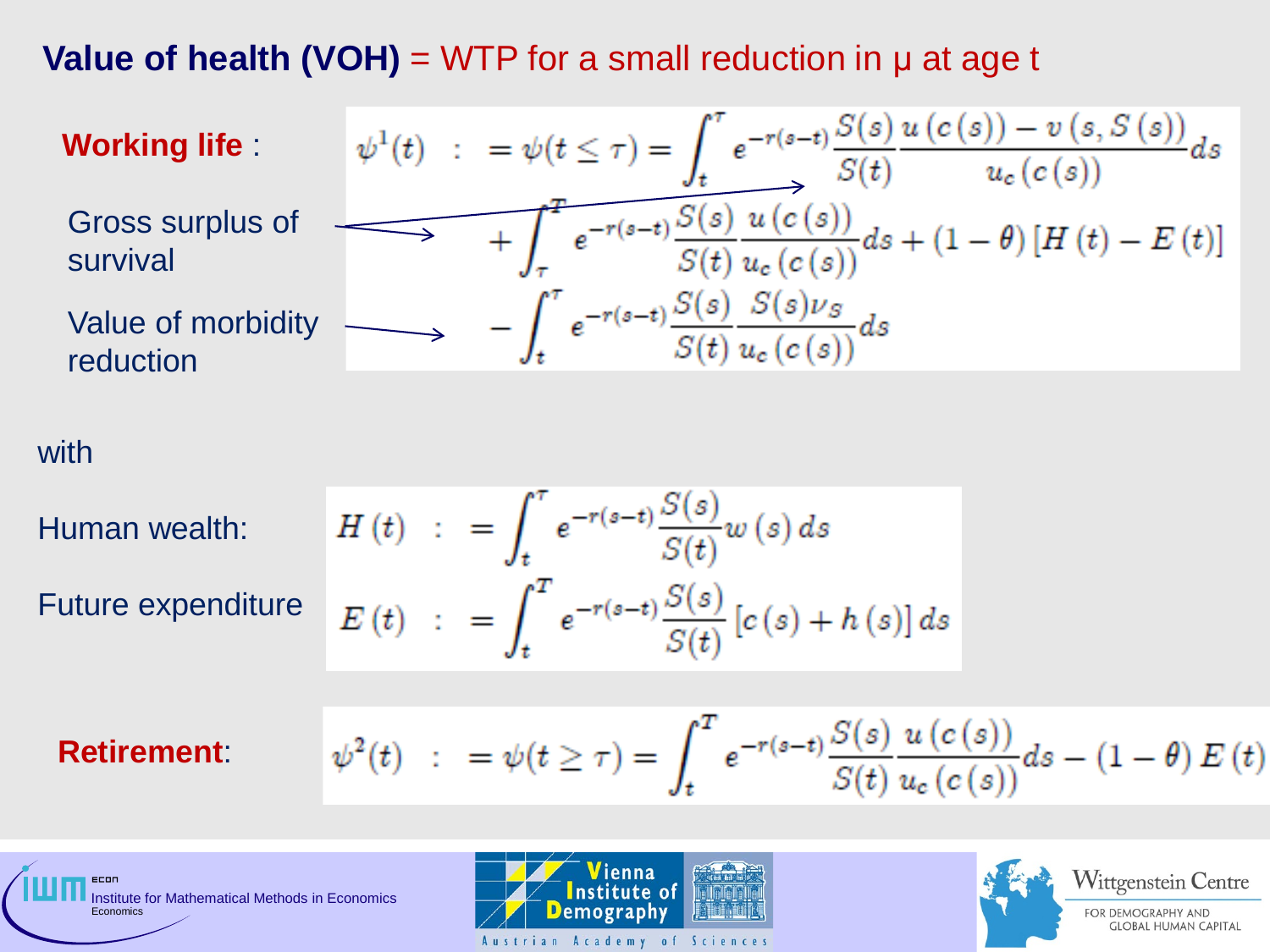## **Value of health (VOH)** = WTP for a small reduction in μ at age t

**Working life** :

Gross surplus of survival

Value of morbidity reduction

$$
\begin{aligned}
\psi^1(t) \;:&= \psi(t \leq \tau) = \int_t^\tau e^{-r(s-t)} \frac{S(s)}{S(t)} \frac{u(c(s)) - v(s, S(s))}{u_c(c(s))} ds \\
&+ \int_\tau^T e^{-r(s-t)} \frac{S(s)}{S(t)} \frac{u(c(s))}{u_c(c(s))} ds + (1-\theta)\left[H(t) - E(t)\right] \\
&- \int_t^\tau e^{-r(s-t)} \frac{S(s)}{S(t)} \frac{S(s)\nu_S}{u_c(c(s))} ds
\end{aligned}
$$

with

Human wealth:

$$
H(t) \;:= \int_t^\tau e^{-r(s-t)} \frac{S(s)}{S(t)} w(s)\, ds
$$

Future expenditure

$$
E(t) \;:= \int_t^T e^{-r(s-t)} \frac{S(s)}{S(t)} \left[c(s) + h(s)\right] ds
$$

**Retirement**:

$$
\psi^2(t) \;:= \psi(t \geq \tau) = \int_t^T e^{-r(s-t)} \frac{S(s)}{S(t)} \frac{u(c(s))}{u_c(c(s))} ds - (1-\theta)\, E(t)
$$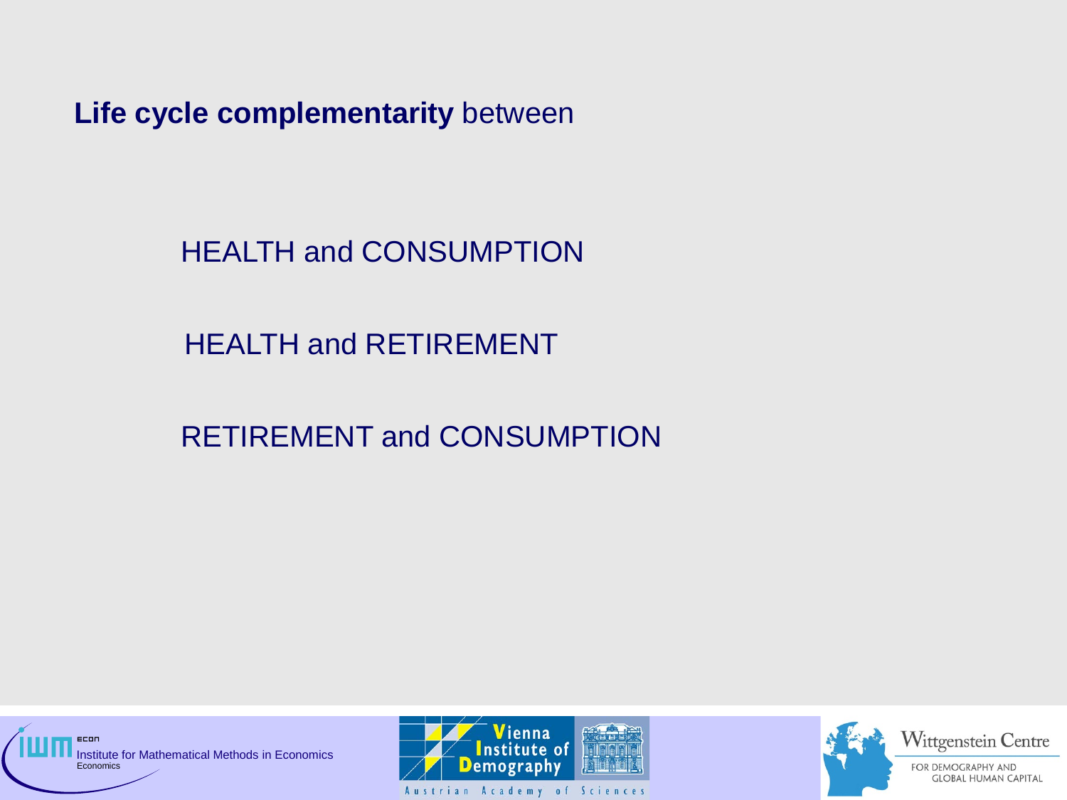**Life cycle complementarity** between

HEALTH and CONSUMPTION

HEALTH and RETIREMENT

RETIREMENT and CONSUMPTION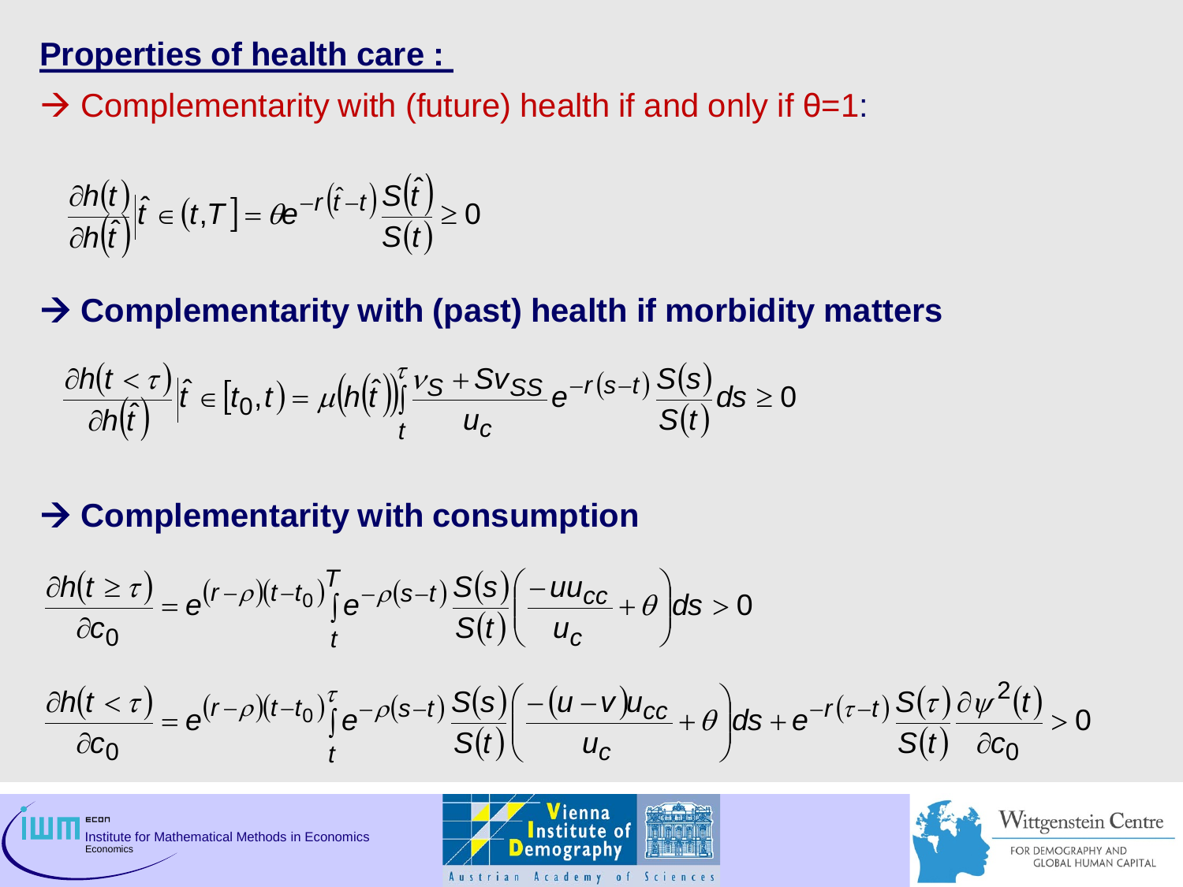## Properties of health care :

→ Complementarity with (future) health if and only if θ=1:

$$\frac{\partial h(t)}{\partial h(\hat{t})}\bigg|\hat{t} \in (t,T] = \theta e^{-r(\hat{t}-t)}\frac{S(\hat{t})}{S(t)} \geq 0$$

→ **Complementarity with (past) health if morbidity matters**

$$\frac{\partial h(t<\tau)}{\partial h(\hat{t})}\bigg|\hat{t} \in [t_0,t) = \mu(h(\hat{t}))\int_t^{\tau}\frac{v_S + S v_{SS}}{u_c}e^{-r(s-t)}\frac{S(s)}{S(t)}ds \geq 0$$

→ **Complementarity with consumption**

$$\frac{\partial h(t \geq \tau)}{\partial c_0} = e^{(r-\rho)(t-t_0)}\int_t^{T} e^{-\rho(s-t)}\frac{S(s)}{S(t)}\left(\frac{-u u_{cc}}{u_c}+\theta\right)ds > 0$$

$$\frac{\partial h(t<\tau)}{\partial c_0} = e^{(r-\rho)(t-t_0)}\int_t^{\tau} e^{-\rho(s-t)}\frac{S(s)}{S(t)}\left(\frac{-(u-v)u_{cc}}{u_c}+\theta\right)ds + e^{-r(\tau-t)}\frac{S(\tau)}{S(t)}\frac{\partial \psi^2(t)}{\partial c_0} > 0$$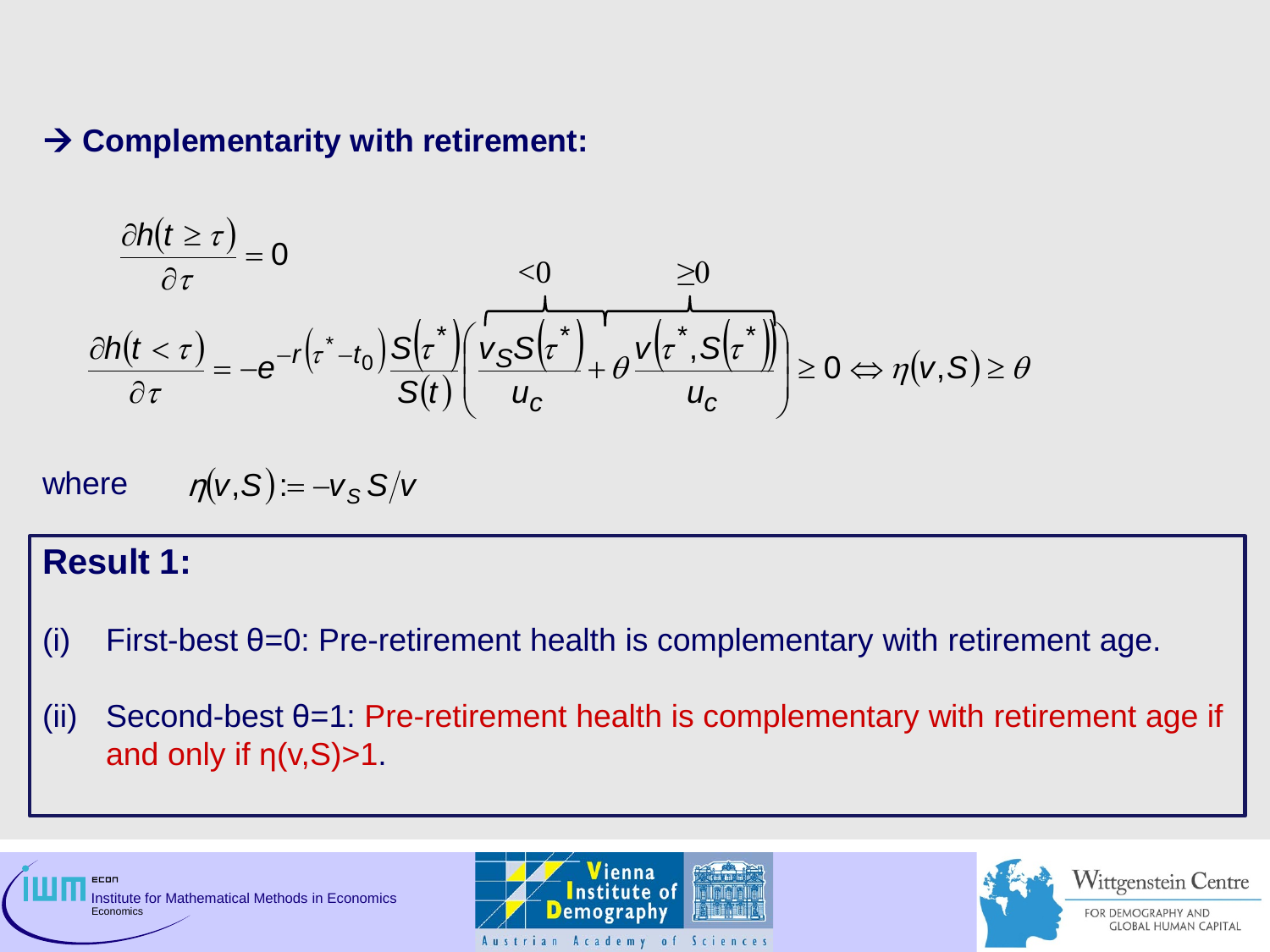### → Complementarity with retirement:

$$\frac{\partial h(t \geq \tau)}{\partial \tau} = 0$$

$$\frac{\partial h(t < \tau)}{\partial \tau} = -e^{-r(\tau^* - t_0)} \frac{S(\tau^*)}{S(t)} \left( \overbrace{\frac{v_S S(\tau^*)}{u_c}}^{<0} + \theta \overbrace{\frac{v(\tau^*, S(\tau^*))}{u_c}}^{\geq 0} \right) \geq 0 \Leftrightarrow \eta(v,S) \geq \theta$$

where $\eta(v,S) := -v_S S / v$

**Result 1:**

(i) First-best θ=0: Pre-retirement health is complementary with retirement age.

(ii) Second-best θ=1: Pre-retirement health is complementary with retirement age if and only if $\eta(v,S)>1$.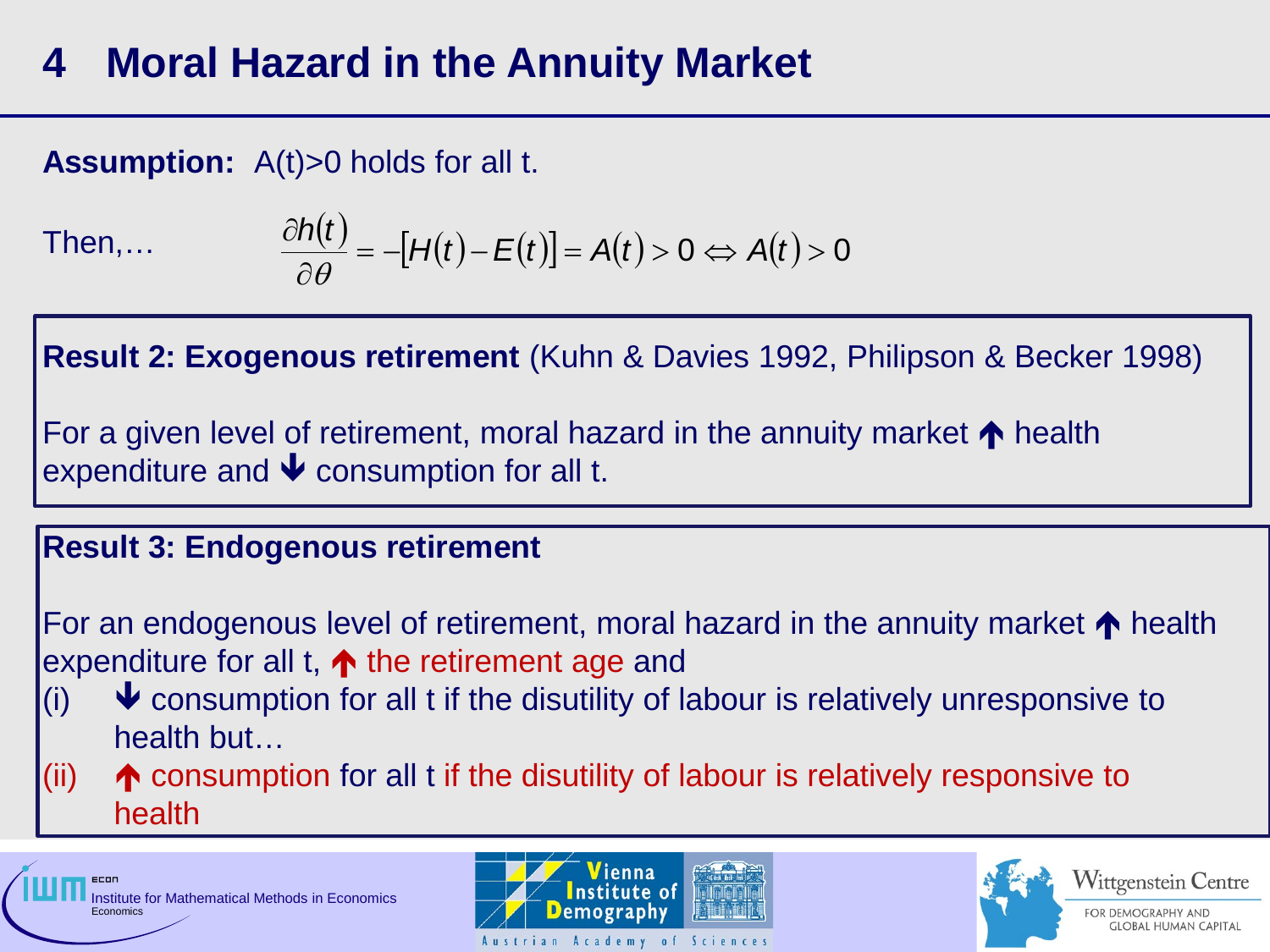# 4 Moral Hazard in the Annuity Market

**Assumption:** A(t)>0 holds for all t.

Then,…

$$\frac{\partial h(t)}{\partial \theta} = -[H(t) - E(t)] = A(t) > 0 \Leftrightarrow A(t) > 0$$

**Result 2: Exogenous retirement** (Kuhn & Davies 1992, Philipson & Becker 1998)

For a given level of retirement, moral hazard in the annuity market ↑ health expenditure and ↓ consumption for all t.

**Result 3: Endogenous retirement**

For an endogenous level of retirement, moral hazard in the annuity market ↑ health expenditure for all t, ↑ the retirement age and

(i) ↓ consumption for all t if the disutility of labour is relatively unresponsive to health but…

(ii) ↑ consumption for all t if the disutility of labour is relatively responsive to health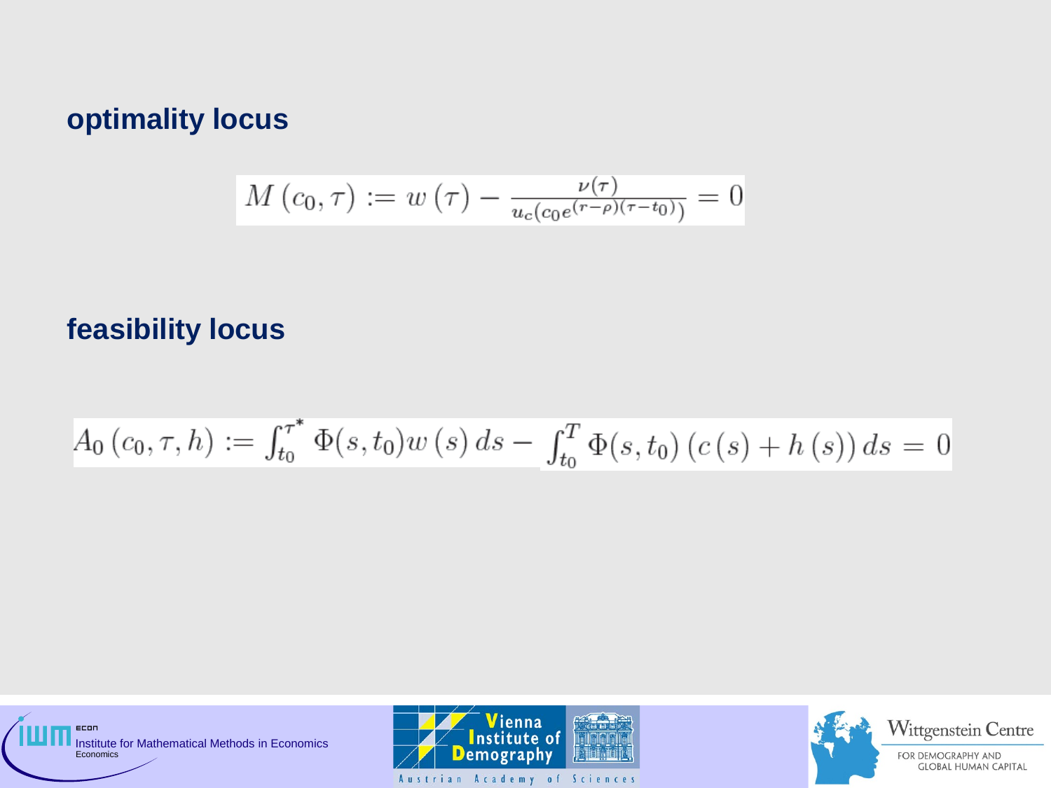## optimality locus

$$M\left(c_0, \tau\right) := w\left(\tau\right) - \frac{\nu(\tau)}{u_c\left(c_0 e^{(r-\rho)(\tau - t_0)}\right)} = 0$$

## feasibility locus

$$A_0\left(c_0, \tau, h\right) := \int_{t_0}^{\tau^*} \Phi(s, t_0) w\left(s\right) ds - \int_{t_0}^{T} \Phi(s, t_0)\left(c\left(s\right) + h\left(s\right)\right) ds = 0$$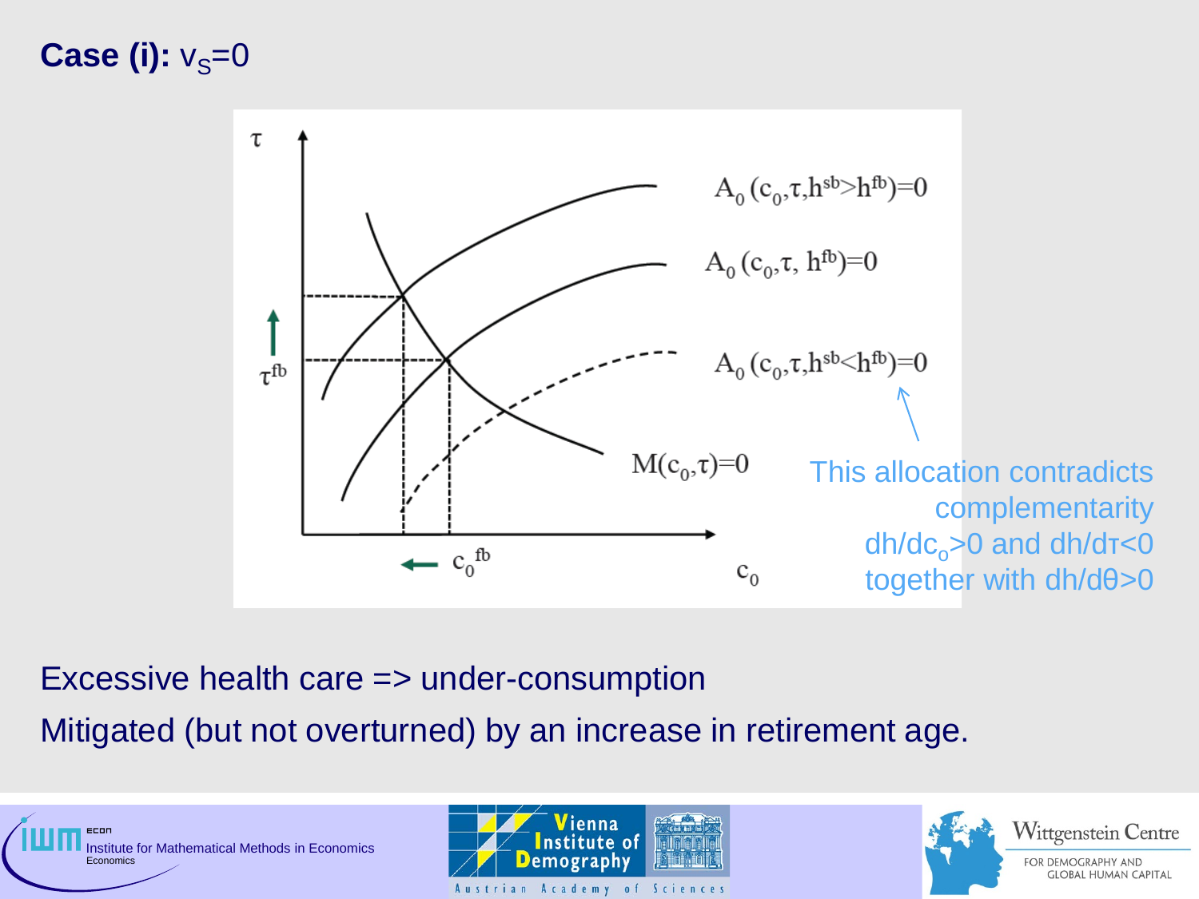## **Case (i):** $v_S=0$

$\tau$

$A_0(c_0,\tau,h^{sb}>h^{fb})=0$

$A_0(c_0,\tau, h^{fb})=0$

$A_0(c_0,\tau,h^{sb}<h^{fb})=0$

$M(c_0,\tau)=0$

$\tau^{fb}$

$c_0^{fb}$

$c_0$

This allocation contradicts complementarity $dh/dc_o>0$ and $dh/d\tau<0$ together with $dh/d\theta>0$

Excessive health care => under-consumption

Mitigated (but not overturned) by an increase in retirement age.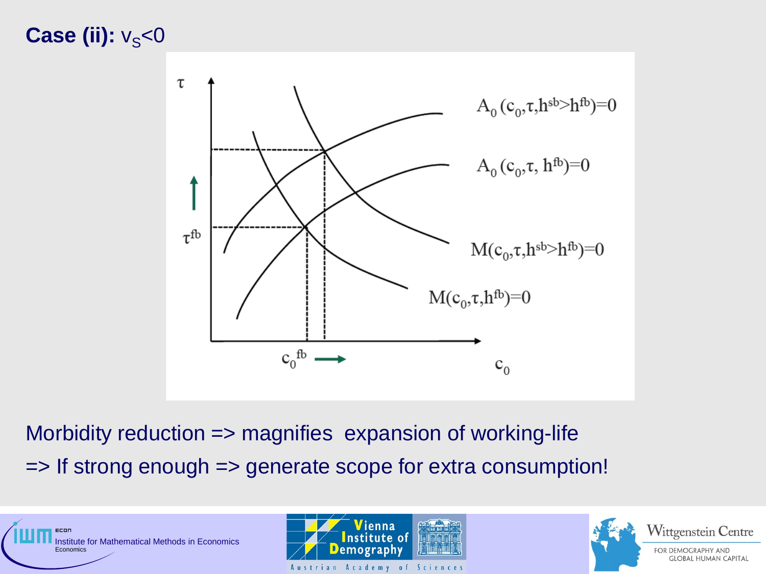## Case (ii): $v_S<0$

Morbidity reduction => magnifies expansion of working-life

=> If strong enough => generate scope for extra consumption!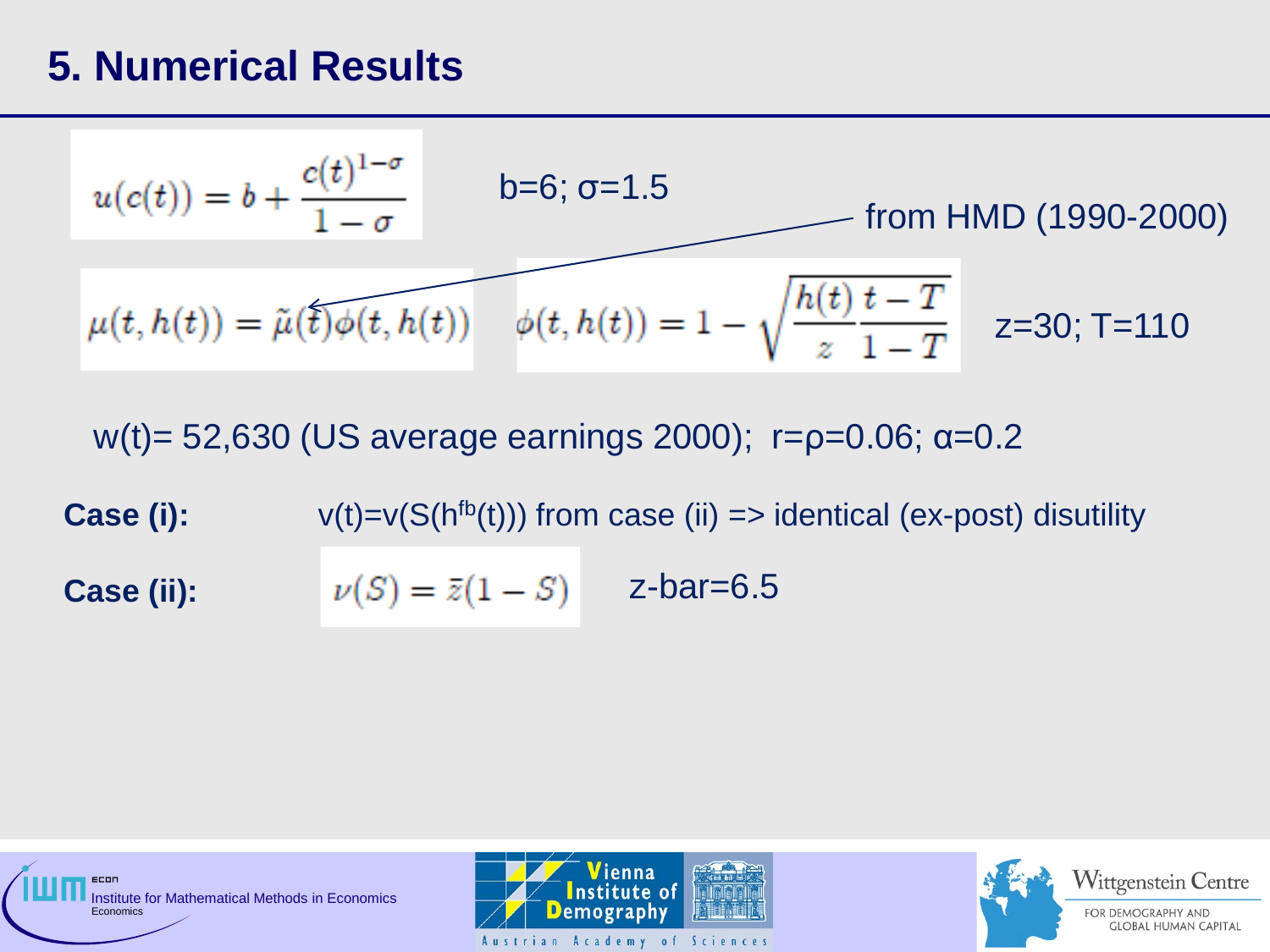## 5. Numerical Results

$$u(c(t)) = b + \frac{c(t)^{1-\sigma}}{1-\sigma}$$

$b=6$; $\sigma=1.5$

$$\mu(t, h(t)) = \tilde{\mu}(t)\phi(t, h(t))$$

$\tilde{\mu}(t)$ from HMD (1990-2000)

$$\phi(t, h(t)) = 1 - \sqrt{\frac{h(t)}{z}\frac{t-T}{1-T}}$$

$z=30$; $T=110$

$w(t)=$ 52,630 (US average earnings 2000); $r=\rho=0.06$; $\alpha=0.2$

**Case (i):** $v(t)=v(S(h^{fb}(t)))$ from case (ii) => identical (ex-post) disutility

**Case (ii):** $\nu(S) = \bar{z}(1-S)$ z-bar=6.5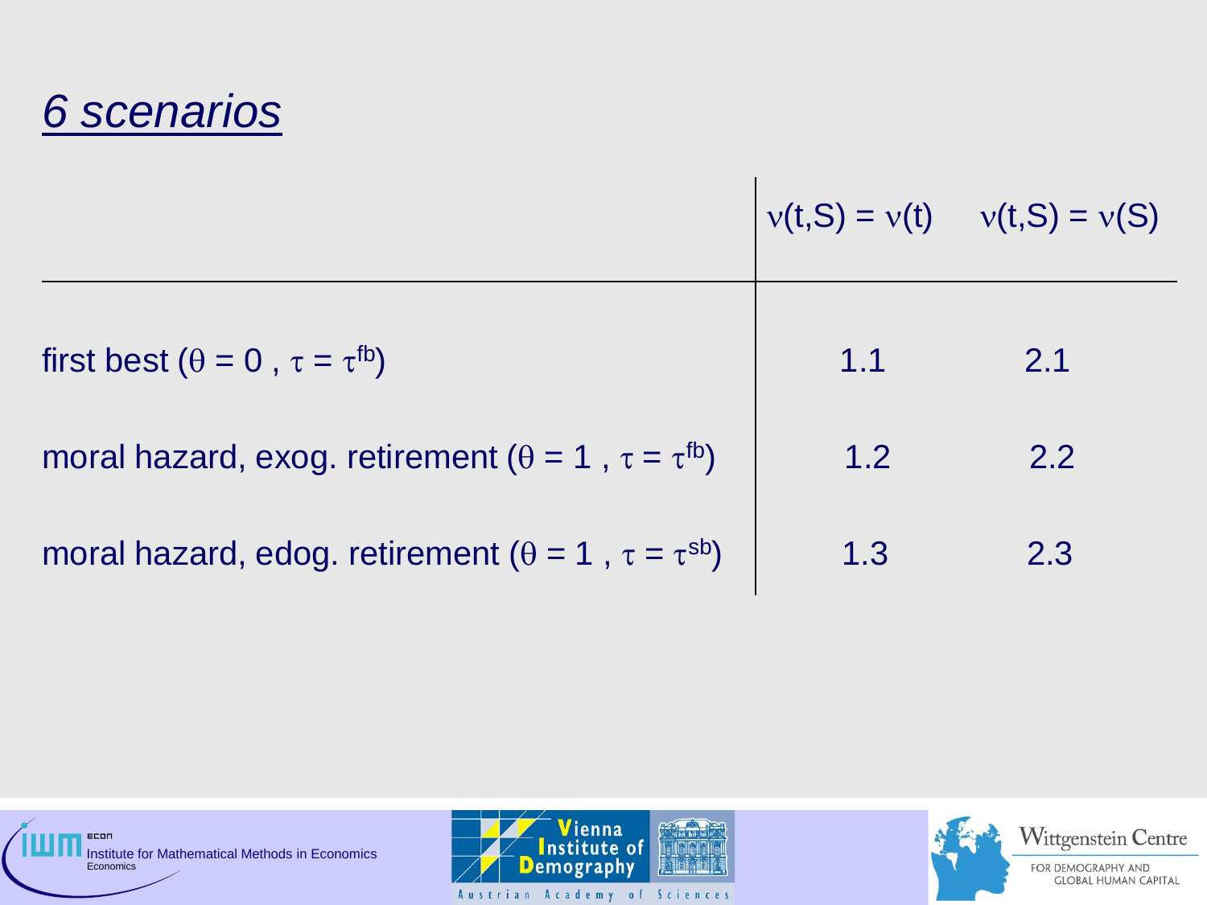# *6 scenarios*

| | $\nu(t,S) = \nu(t)$ | $\nu(t,S) = \nu(S)$ |
|---|---|---|
| first best ($\theta = 0$ , $\tau = \tau^{fb}$) | 1.1 | 2.1 |
| moral hazard, exog. retirement ($\theta = 1$ , $\tau = \tau^{fb}$) | 1.2 | 2.2 |
| moral hazard, edog. retirement ($\theta = 1$ , $\tau = \tau^{sb}$) | 1.3 | 2.3 |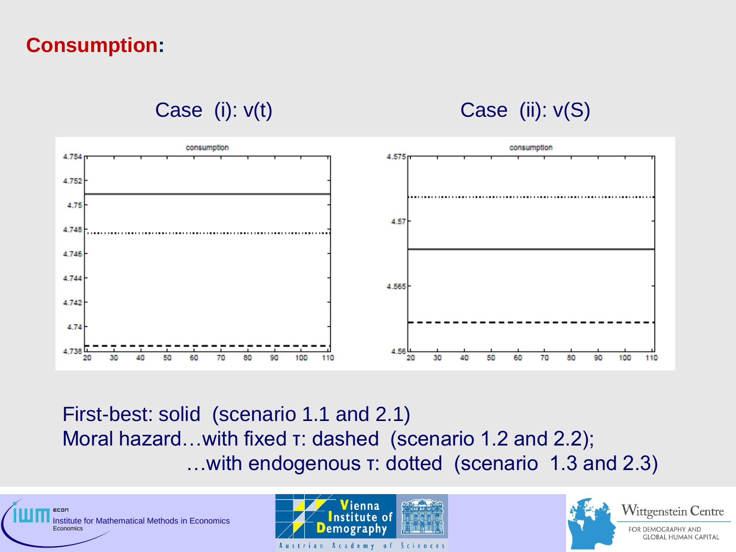**Consumption:**

Case (i): $v(t)$

Case (ii): $v(S)$

First-best: solid (scenario 1.1 and 2.1)

Moral hazard…with fixed $\tau$: dashed (scenario 1.2 and 2.2);

…with endogenous $\tau$: dotted (scenario 1.3 and 2.3)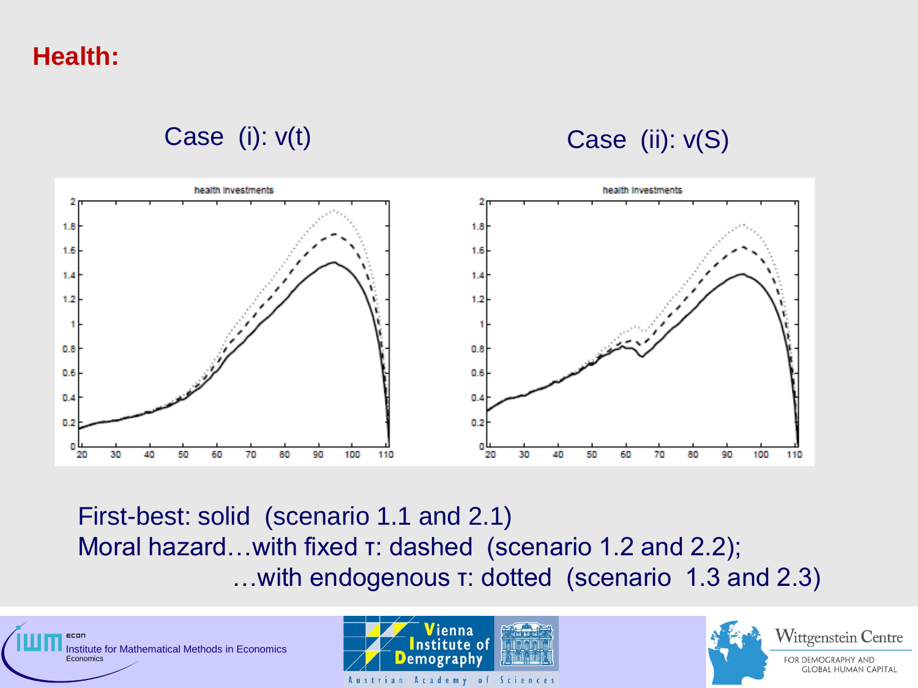## Health:

Case (i): $v(t)$ — Case (ii): $v(S)$

First-best: solid (scenario 1.1 and 2.1)

Moral hazard…with fixed $\tau$: dashed (scenario 1.2 and 2.2);

…with endogenous $\tau$: dotted (scenario 1.3 and 2.3)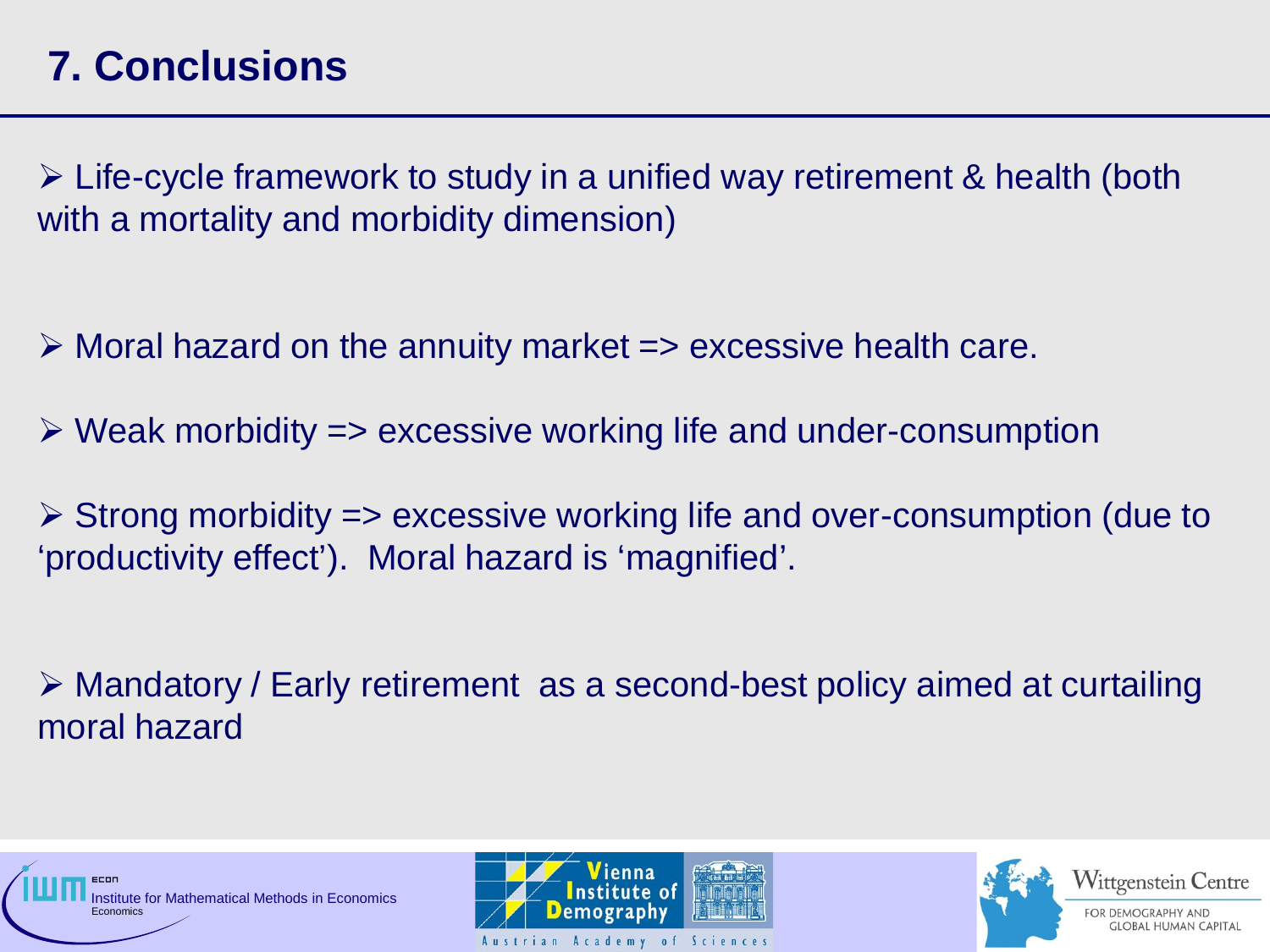## 7. Conclusions

- Life-cycle framework to study in a unified way retirement & health (both with a mortality and morbidity dimension)

- Moral hazard on the annuity market => excessive health care.

- Weak morbidity => excessive working life and under-consumption

- Strong morbidity => excessive working life and over-consumption (due to 'productivity effect'). Moral hazard is 'magnified'.

- Mandatory / Early retirement as a second-best policy aimed at curtailing moral hazard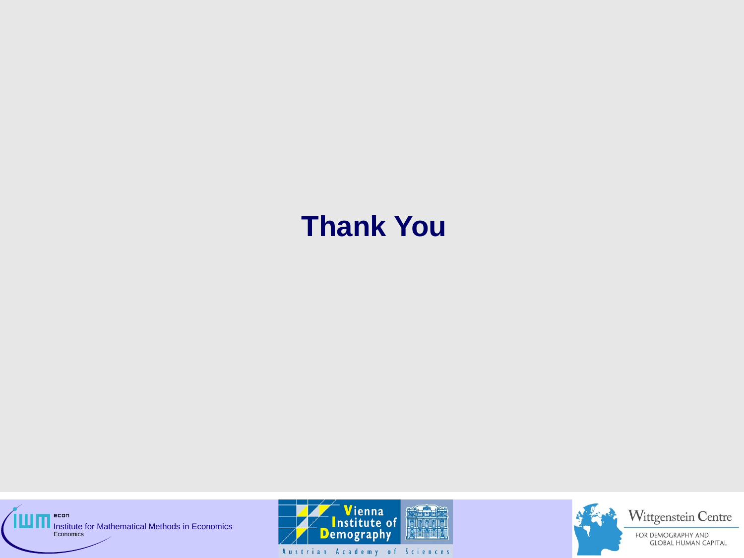# Thank You